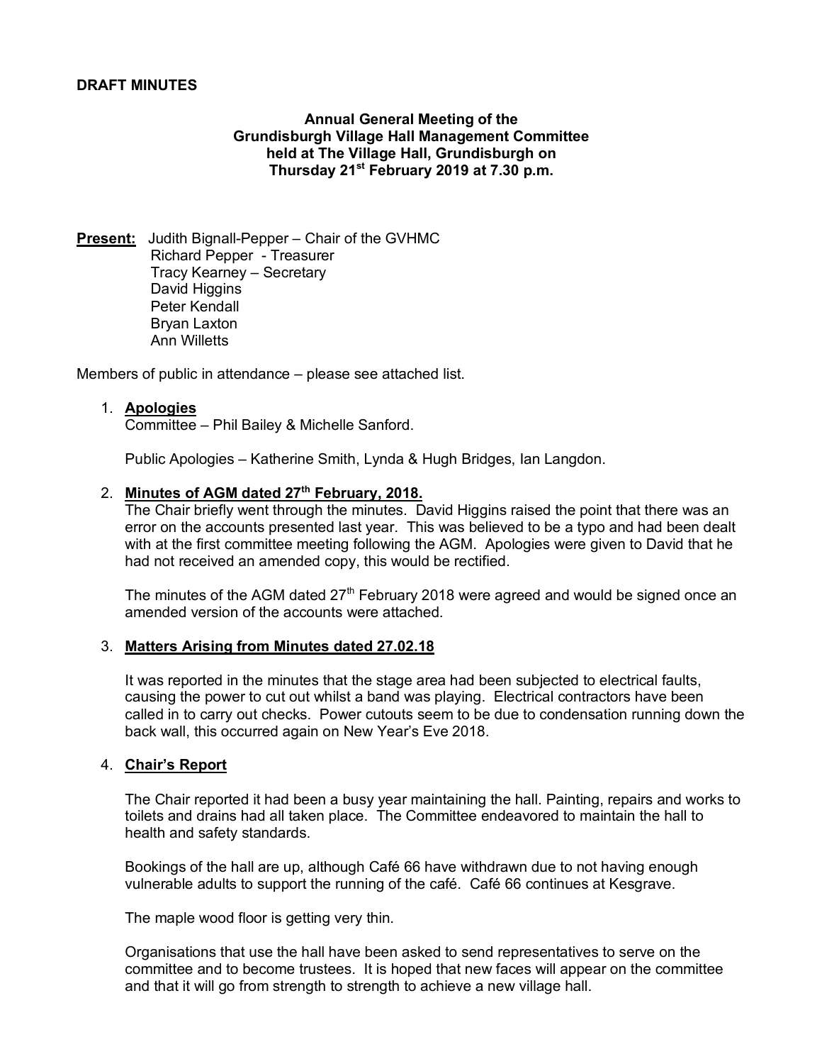**DRAFT MINUTES**

**Annual General Meeting of the Grundisburgh Village Hall Management Committee held at The Village Hall, Grundisburgh on Thursday 21st February 2019 at 7.30 p.m.**

**Present:** Judith Bignall-Pepper – Chair of the GVHMC
Richard Pepper - Treasurer
Tracy Kearney – Secretary
David Higgins
Peter Kendall
Bryan Laxton
Ann Willetts

Members of public in attendance – please see attached list.

1. **Apologies**

   Committee – Phil Bailey & Michelle Sanford.

   Public Apologies – Katherine Smith, Lynda & Hugh Bridges, Ian Langdon.

2. **Minutes of AGM dated 27th February, 2018.**

   The Chair briefly went through the minutes. David Higgins raised the point that there was an error on the accounts presented last year. This was believed to be a typo and had been dealt with at the first committee meeting following the AGM. Apologies were given to David that he had not received an amended copy, this would be rectified.

   The minutes of the AGM dated 27th February 2018 were agreed and would be signed once an amended version of the accounts were attached.

3. **Matters Arising from Minutes dated 27.02.18**

   It was reported in the minutes that the stage area had been subjected to electrical faults, causing the power to cut out whilst a band was playing. Electrical contractors have been called in to carry out checks. Power cutouts seem to be due to condensation running down the back wall, this occurred again on New Year's Eve 2018.

4. **Chair's Report**

   The Chair reported it had been a busy year maintaining the hall. Painting, repairs and works to toilets and drains had all taken place. The Committee endeavored to maintain the hall to health and safety standards.

   Bookings of the hall are up, although Café 66 have withdrawn due to not having enough vulnerable adults to support the running of the café. Café 66 continues at Kesgrave.

   The maple wood floor is getting very thin.

   Organisations that use the hall have been asked to send representatives to serve on the committee and to become trustees. It is hoped that new faces will appear on the committee and that it will go from strength to strength to achieve a new village hall.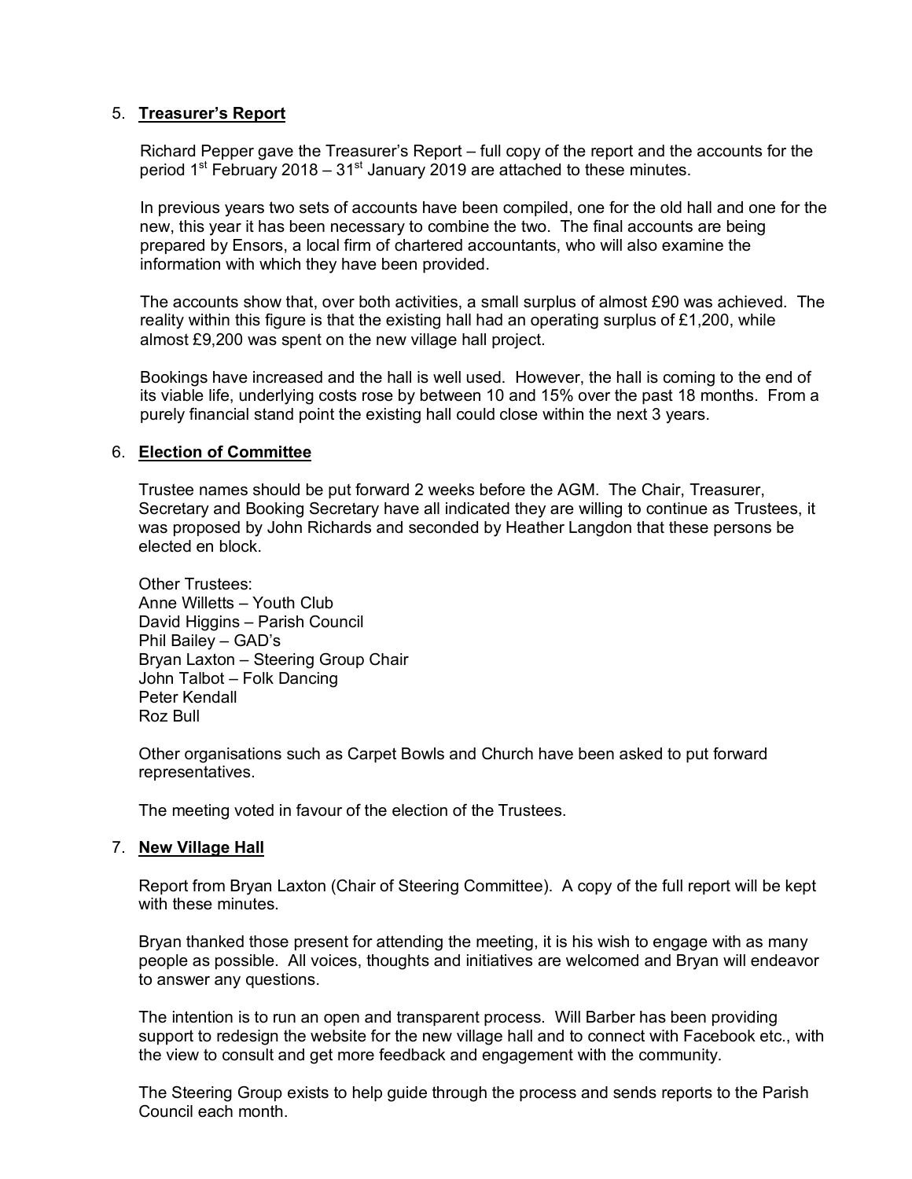5. **Treasurer's Report**

Richard Pepper gave the Treasurer's Report – full copy of the report and the accounts for the period 1st February 2018 – 31st January 2019 are attached to these minutes.

In previous years two sets of accounts have been compiled, one for the old hall and one for the new, this year it has been necessary to combine the two. The final accounts are being prepared by Ensors, a local firm of chartered accountants, who will also examine the information with which they have been provided.

The accounts show that, over both activities, a small surplus of almost £90 was achieved. The reality within this figure is that the existing hall had an operating surplus of £1,200, while almost £9,200 was spent on the new village hall project.

Bookings have increased and the hall is well used. However, the hall is coming to the end of its viable life, underlying costs rose by between 10 and 15% over the past 18 months. From a purely financial stand point the existing hall could close within the next 3 years.

6. **Election of Committee**

Trustee names should be put forward 2 weeks before the AGM. The Chair, Treasurer, Secretary and Booking Secretary have all indicated they are willing to continue as Trustees, it was proposed by John Richards and seconded by Heather Langdon that these persons be elected en block.

Other Trustees:
Anne Willetts – Youth Club
David Higgins – Parish Council
Phil Bailey – GAD's
Bryan Laxton – Steering Group Chair
John Talbot – Folk Dancing
Peter Kendall
Roz Bull

Other organisations such as Carpet Bowls and Church have been asked to put forward representatives.

The meeting voted in favour of the election of the Trustees.

7. **New Village Hall**

Report from Bryan Laxton (Chair of Steering Committee). A copy of the full report will be kept with these minutes.

Bryan thanked those present for attending the meeting, it is his wish to engage with as many people as possible. All voices, thoughts and initiatives are welcomed and Bryan will endeavor to answer any questions.

The intention is to run an open and transparent process. Will Barber has been providing support to redesign the website for the new village hall and to connect with Facebook etc., with the view to consult and get more feedback and engagement with the community.

The Steering Group exists to help guide through the process and sends reports to the Parish Council each month.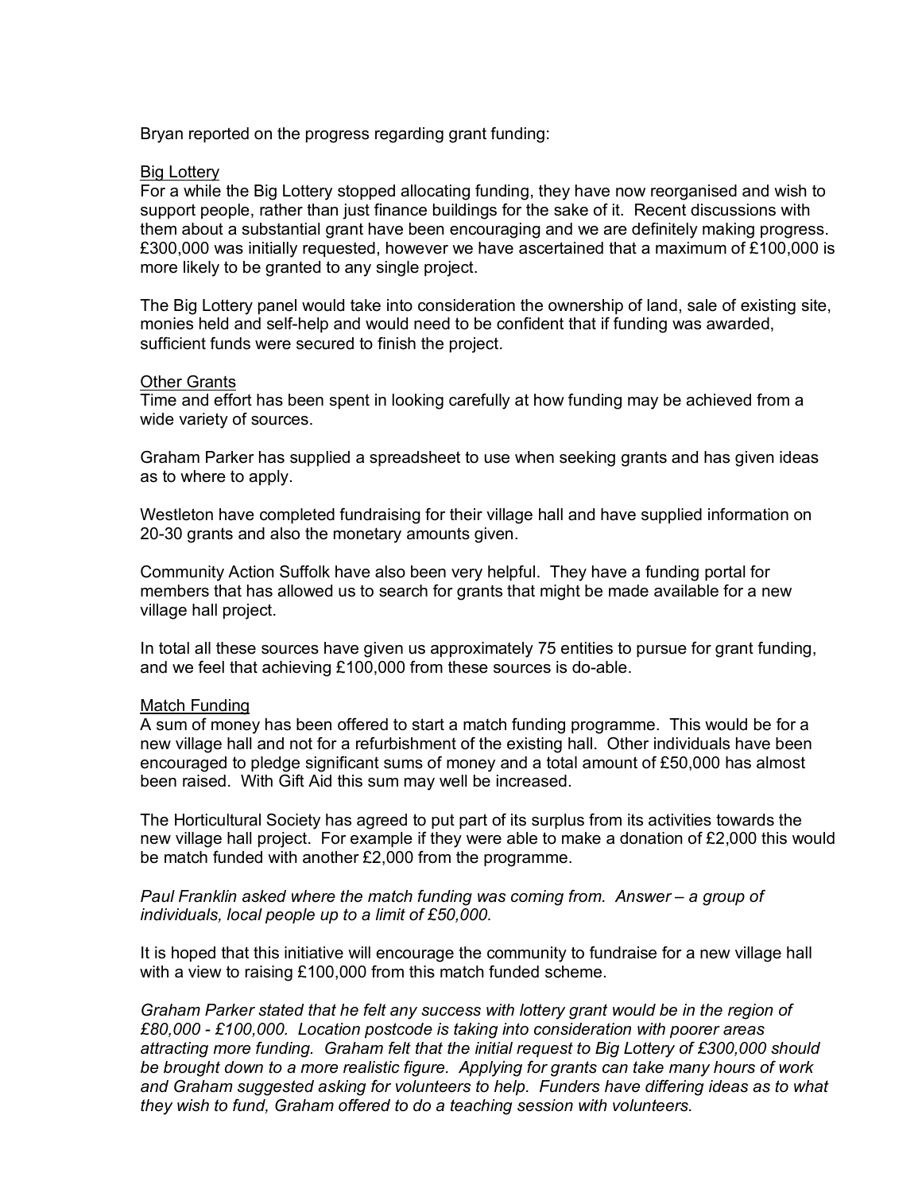Bryan reported on the progress regarding grant funding:

<u>Big Lottery</u>
For a while the Big Lottery stopped allocating funding, they have now reorganised and wish to support people, rather than just finance buildings for the sake of it. Recent discussions with them about a substantial grant have been encouraging and we are definitely making progress. £300,000 was initially requested, however we have ascertained that a maximum of £100,000 is more likely to be granted to any single project.

The Big Lottery panel would take into consideration the ownership of land, sale of existing site, monies held and self-help and would need to be confident that if funding was awarded, sufficient funds were secured to finish the project.

<u>Other Grants</u>
Time and effort has been spent in looking carefully at how funding may be achieved from a wide variety of sources.

Graham Parker has supplied a spreadsheet to use when seeking grants and has given ideas as to where to apply.

Westleton have completed fundraising for their village hall and have supplied information on 20-30 grants and also the monetary amounts given.

Community Action Suffolk have also been very helpful. They have a funding portal for members that has allowed us to search for grants that might be made available for a new village hall project.

In total all these sources have given us approximately 75 entities to pursue for grant funding, and we feel that achieving £100,000 from these sources is do-able.

<u>Match Funding</u>
A sum of money has been offered to start a match funding programme. This would be for a new village hall and not for a refurbishment of the existing hall. Other individuals have been encouraged to pledge significant sums of money and a total amount of £50,000 has almost been raised. With Gift Aid this sum may well be increased.

The Horticultural Society has agreed to put part of its surplus from its activities towards the new village hall project. For example if they were able to make a donation of £2,000 this would be match funded with another £2,000 from the programme.

*Paul Franklin asked where the match funding was coming from. Answer – a group of individuals, local people up to a limit of £50,000.*

It is hoped that this initiative will encourage the community to fundraise for a new village hall with a view to raising £100,000 from this match funded scheme.

*Graham Parker stated that he felt any success with lottery grant would be in the region of £80,000 - £100,000. Location postcode is taking into consideration with poorer areas attracting more funding. Graham felt that the initial request to Big Lottery of £300,000 should be brought down to a more realistic figure. Applying for grants can take many hours of work and Graham suggested asking for volunteers to help. Funders have differing ideas as to what they wish to fund, Graham offered to do a teaching session with volunteers.*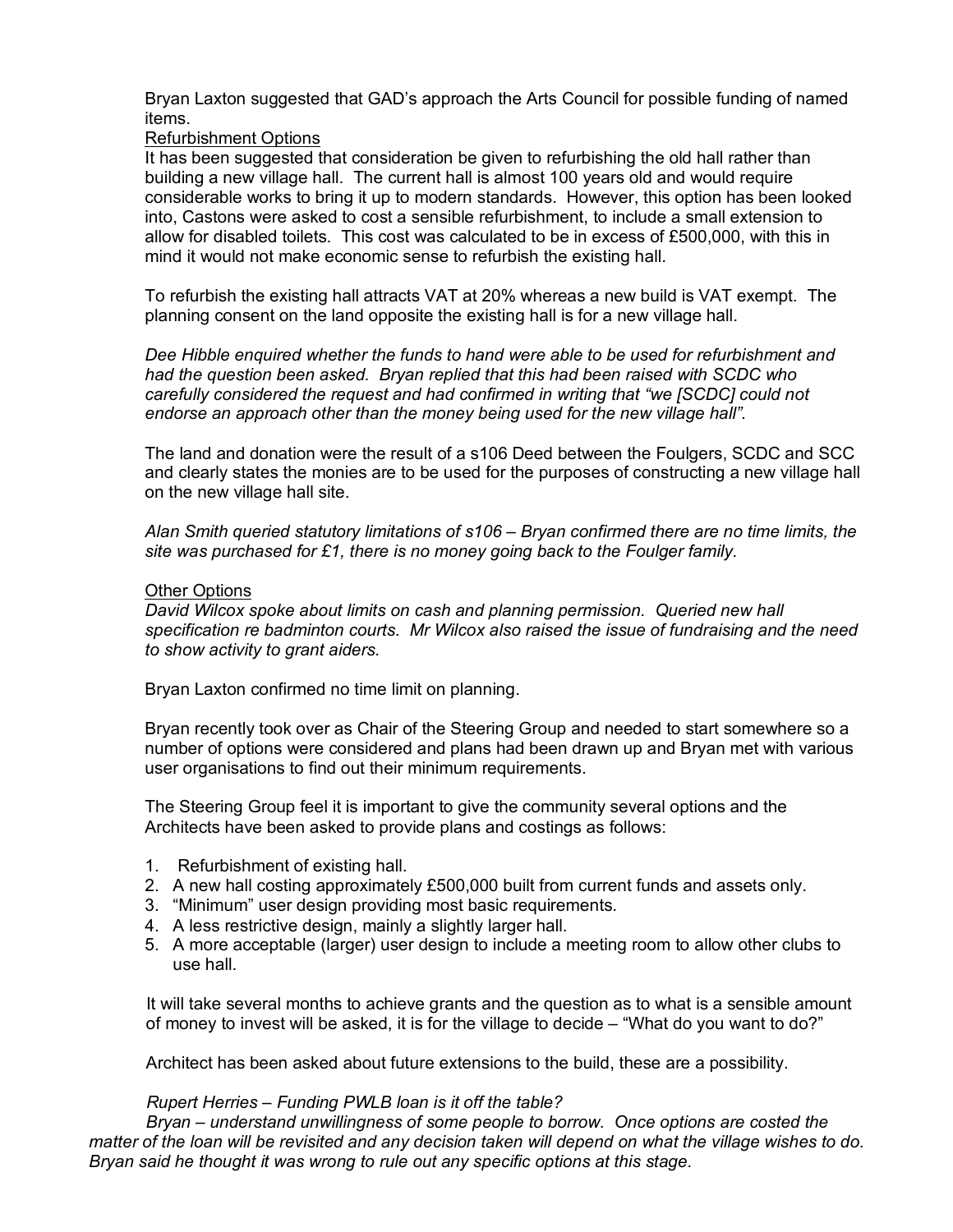Bryan Laxton suggested that GAD's approach the Arts Council for possible funding of named items.

Refurbishment Options

It has been suggested that consideration be given to refurbishing the old hall rather than building a new village hall. The current hall is almost 100 years old and would require considerable works to bring it up to modern standards. However, this option has been looked into, Castons were asked to cost a sensible refurbishment, to include a small extension to allow for disabled toilets. This cost was calculated to be in excess of £500,000, with this in mind it would not make economic sense to refurbish the existing hall.

To refurbish the existing hall attracts VAT at 20% whereas a new build is VAT exempt. The planning consent on the land opposite the existing hall is for a new village hall.

*Dee Hibble enquired whether the funds to hand were able to be used for refurbishment and had the question been asked. Bryan replied that this had been raised with SCDC who carefully considered the request and had confirmed in writing that "we [SCDC] could not endorse an approach other than the money being used for the new village hall".*

The land and donation were the result of a s106 Deed between the Foulgers, SCDC and SCC and clearly states the monies are to be used for the purposes of constructing a new village hall on the new village hall site.

*Alan Smith queried statutory limitations of s106 – Bryan confirmed there are no time limits, the site was purchased for £1, there is no money going back to the Foulger family.*

Other Options

*David Wilcox spoke about limits on cash and planning permission. Queried new hall specification re badminton courts. Mr Wilcox also raised the issue of fundraising and the need to show activity to grant aiders.*

Bryan Laxton confirmed no time limit on planning.

Bryan recently took over as Chair of the Steering Group and needed to start somewhere so a number of options were considered and plans had been drawn up and Bryan met with various user organisations to find out their minimum requirements.

The Steering Group feel it is important to give the community several options and the Architects have been asked to provide plans and costings as follows:

1. Refurbishment of existing hall.
2. A new hall costing approximately £500,000 built from current funds and assets only.
3. "Minimum" user design providing most basic requirements.
4. A less restrictive design, mainly a slightly larger hall.
5. A more acceptable (larger) user design to include a meeting room to allow other clubs to use hall.

It will take several months to achieve grants and the question as to what is a sensible amount of money to invest will be asked, it is for the village to decide – "What do you want to do?"

Architect has been asked about future extensions to the build, these are a possibility.

*Rupert Herries – Funding PWLB loan is it off the table?*

*Bryan – understand unwillingness of some people to borrow. Once options are costed the matter of the loan will be revisited and any decision taken will depend on what the village wishes to do. Bryan said he thought it was wrong to rule out any specific options at this stage.*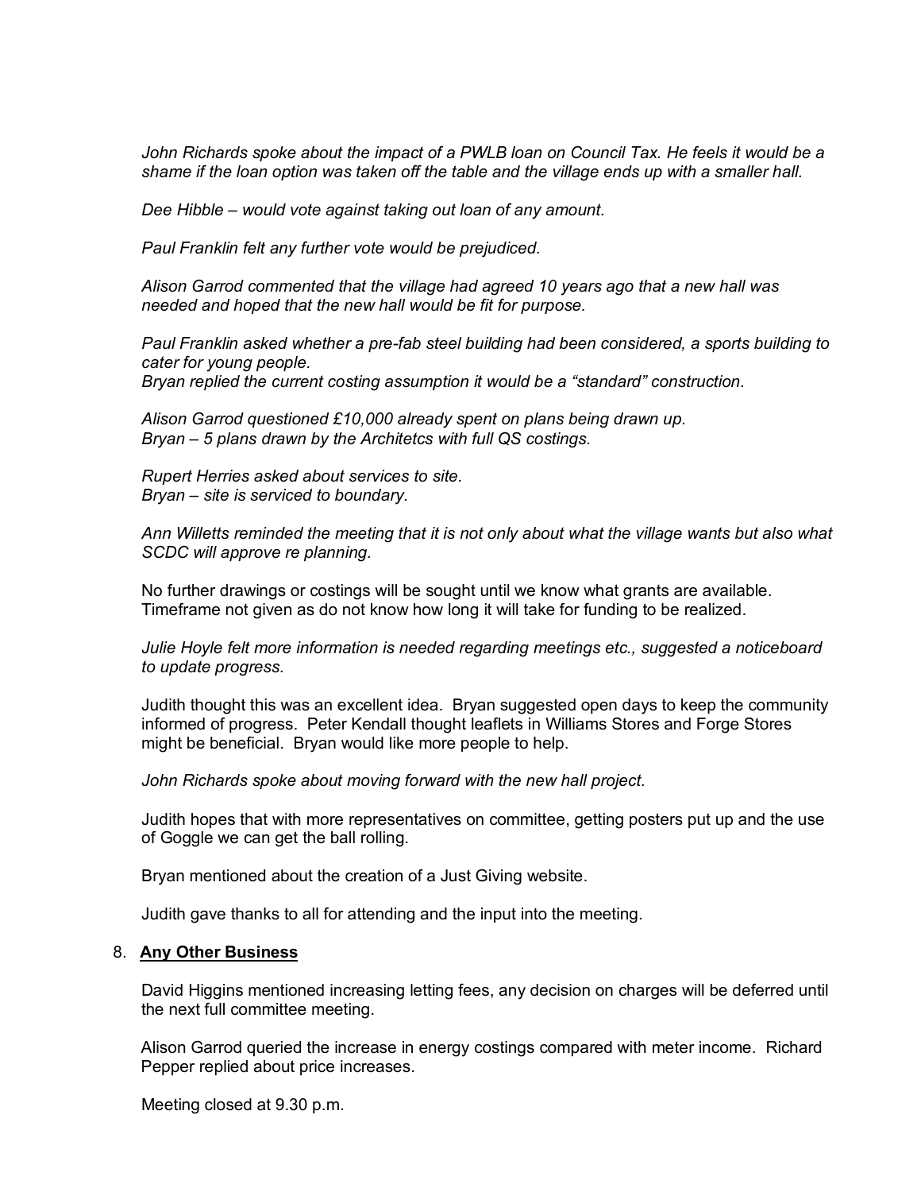*John Richards spoke about the impact of a PWLB loan on Council Tax. He feels it would be a shame if the loan option was taken off the table and the village ends up with a smaller hall.*

*Dee Hibble – would vote against taking out loan of any amount.*

*Paul Franklin felt any further vote would be prejudiced.*

*Alison Garrod commented that the village had agreed 10 years ago that a new hall was needed and hoped that the new hall would be fit for purpose.*

*Paul Franklin asked whether a pre-fab steel building had been considered, a sports building to cater for young people.*
*Bryan replied the current costing assumption it would be a "standard" construction.*

*Alison Garrod questioned £10,000 already spent on plans being drawn up.*
*Bryan – 5 plans drawn by the Architetcs with full QS costings.*

*Rupert Herries asked about services to site.*
*Bryan – site is serviced to boundary.*

*Ann Willetts reminded the meeting that it is not only about what the village wants but also what SCDC will approve re planning.*

No further drawings or costings will be sought until we know what grants are available. Timeframe not given as do not know how long it will take for funding to be realized.

*Julie Hoyle felt more information is needed regarding meetings etc., suggested a noticeboard to update progress.*

Judith thought this was an excellent idea. Bryan suggested open days to keep the community informed of progress. Peter Kendall thought leaflets in Williams Stores and Forge Stores might be beneficial. Bryan would like more people to help.

*John Richards spoke about moving forward with the new hall project.*

Judith hopes that with more representatives on committee, getting posters put up and the use of Goggle we can get the ball rolling.

Bryan mentioned about the creation of a Just Giving website.

Judith gave thanks to all for attending and the input into the meeting.

8. **Any Other Business**

   David Higgins mentioned increasing letting fees, any decision on charges will be deferred until the next full committee meeting.

   Alison Garrod queried the increase in energy costings compared with meter income. Richard Pepper replied about price increases.

   Meeting closed at 9.30 p.m.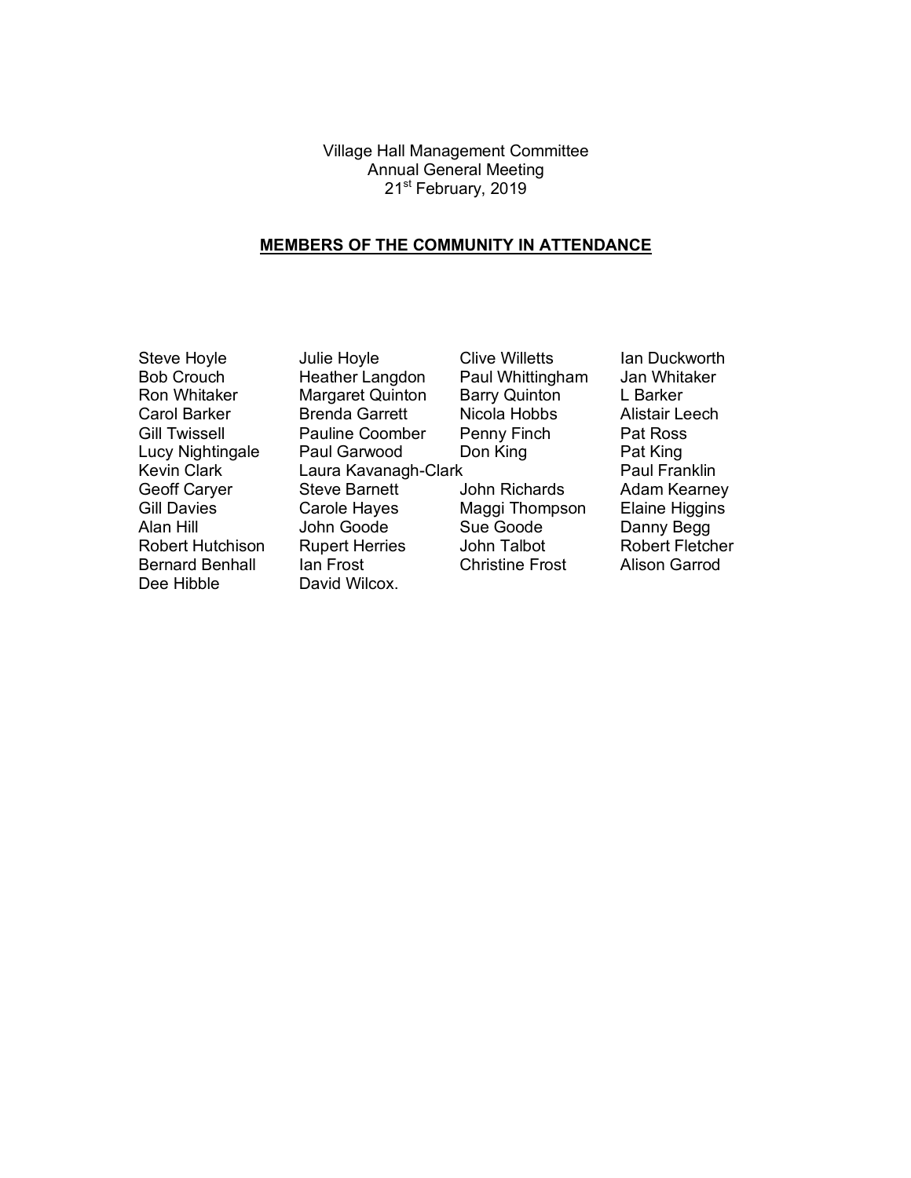Village Hall Management Committee
Annual General Meeting
21st February, 2019

## MEMBERS OF THE COMMUNITY IN ATTENDANCE

| | | | |
|---|---|---|---|
| Steve Hoyle | Julie Hoyle | Clive Willetts | Ian Duckworth |
| Bob Crouch | Heather Langdon | Paul Whittingham | Jan Whitaker |
| Ron Whitaker | Margaret Quinton | Barry Quinton | L Barker |
| Carol Barker | Brenda Garrett | Nicola Hobbs | Alistair Leech |
| Gill Twissell | Pauline Coomber | Penny Finch | Pat Ross |
| Lucy Nightingale | Paul Garwood | Don King | Pat King |
| Kevin Clark | Laura Kavanagh-Clark | | Paul Franklin |
| Geoff Caryer | Steve Barnett | John Richards | Adam Kearney |
| Gill Davies | Carole Hayes | Maggi Thompson | Elaine Higgins |
| Alan Hill | John Goode | Sue Goode | Danny Begg |
| Robert Hutchison | Rupert Herries | John Talbot | Robert Fletcher |
| Bernard Benhall | Ian Frost | Christine Frost | Alison Garrod |
| Dee Hibble | David Wilcox. | | |